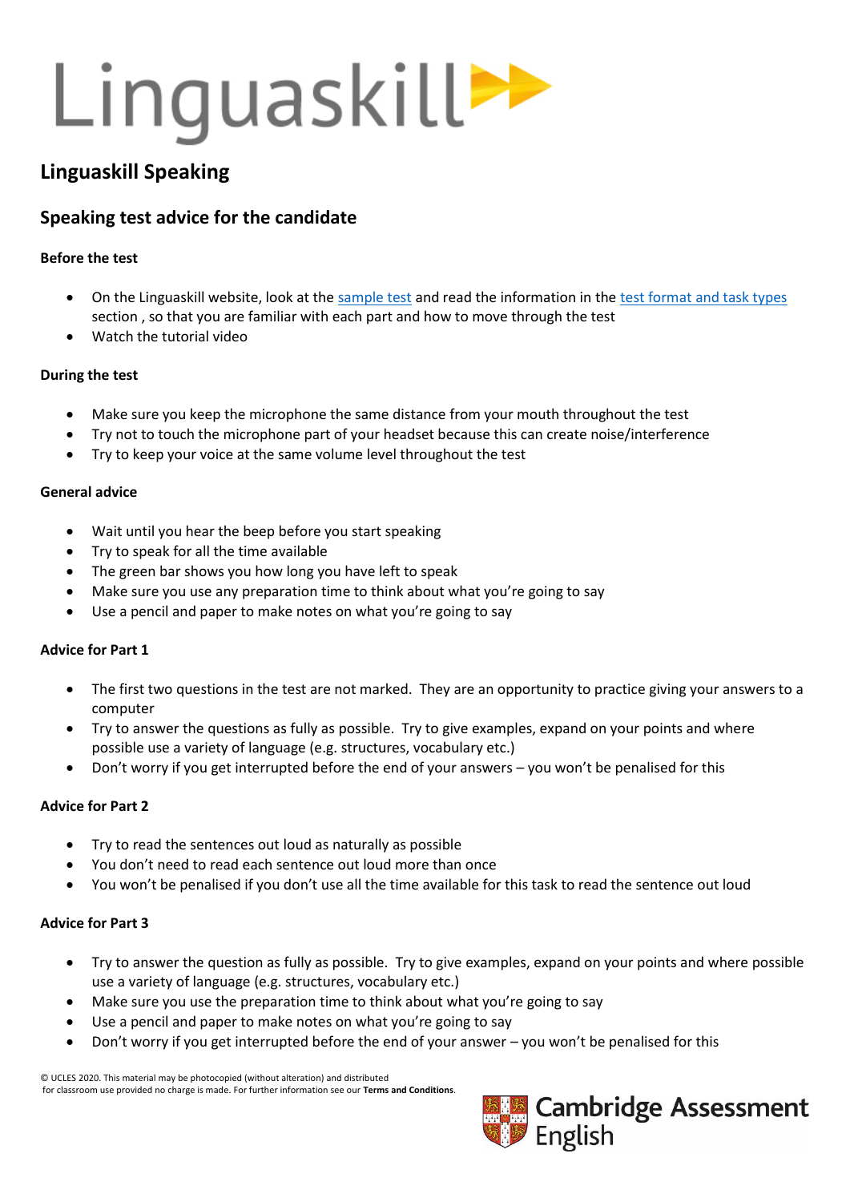# Linguaskill

## Linguaskill Speaking

## Speaking test advice for the candidate

**Before the test**

- On the Linguaskill website, look at the sample test and read the information in the test format and task types section , so that you are familiar with each part and how to move through the test
- Watch the tutorial video

**During the test**

- Make sure you keep the microphone the same distance from your mouth throughout the test
- Try not to touch the microphone part of your headset because this can create noise/interference
- Try to keep your voice at the same volume level throughout the test

**General advice**

- Wait until you hear the beep before you start speaking
- Try to speak for all the time available
- The green bar shows you how long you have left to speak
- Make sure you use any preparation time to think about what you're going to say
- Use a pencil and paper to make notes on what you're going to say

**Advice for Part 1**

- The first two questions in the test are not marked. They are an opportunity to practice giving your answers to a computer
- Try to answer the questions as fully as possible. Try to give examples, expand on your points and where possible use a variety of language (e.g. structures, vocabulary etc.)
- Don't worry if you get interrupted before the end of your answers – you won't be penalised for this

**Advice for Part 2**

- Try to read the sentences out loud as naturally as possible
- You don't need to read each sentence out loud more than once
- You won't be penalised if you don't use all the time available for this task to read the sentence out loud

**Advice for Part 3**

- Try to answer the question as fully as possible. Try to give examples, expand on your points and where possible use a variety of language (e.g. structures, vocabulary etc.)
- Make sure you use the preparation time to think about what you're going to say
- Use a pencil and paper to make notes on what you're going to say
- Don't worry if you get interrupted before the end of your answer – you won't be penalised for this

© UCLES 2020. This material may be photocopied (without alteration) and distributed for classroom use provided no charge is made. For further information see our **Terms and Conditions**.

Cambridge Assessment English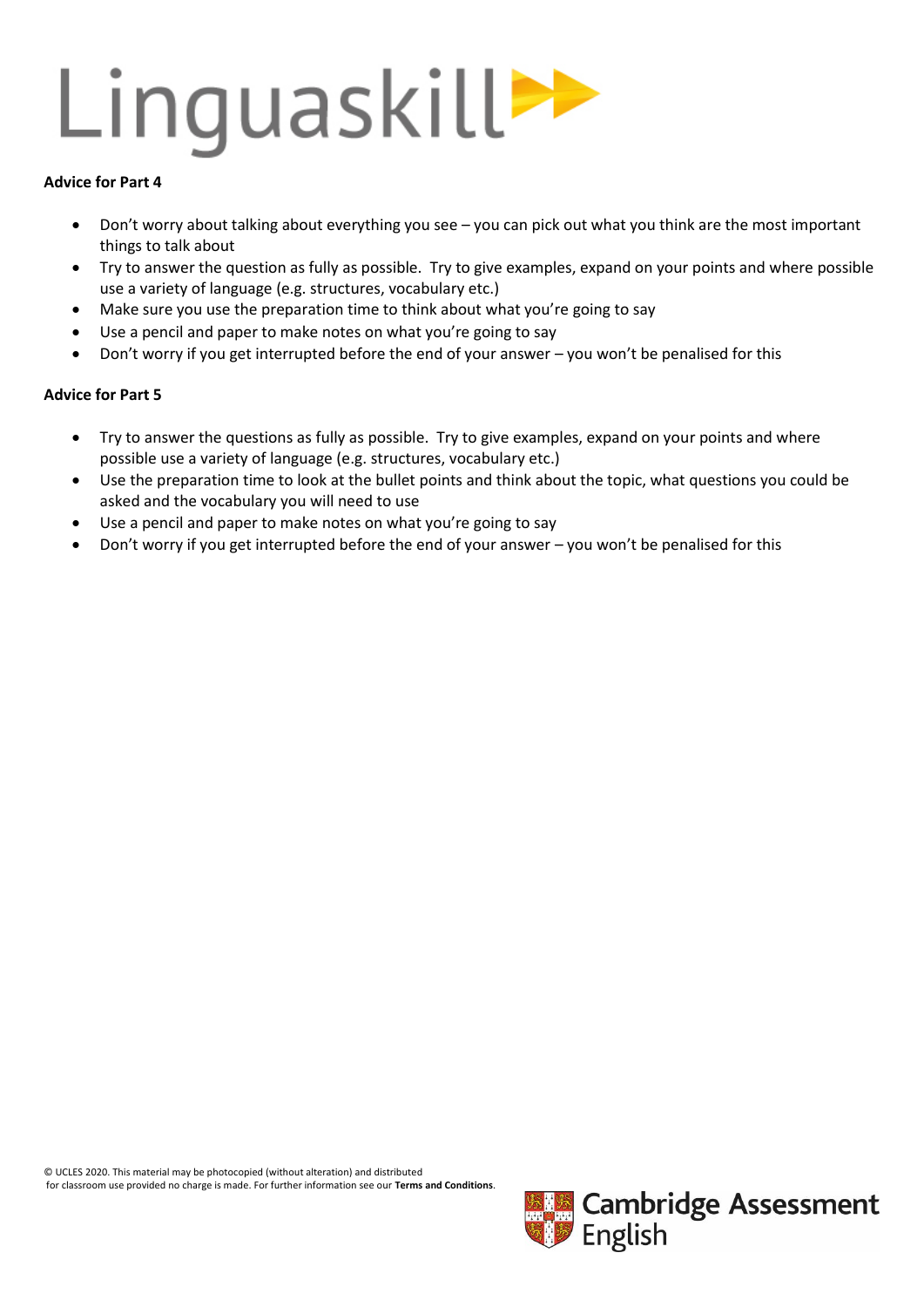Linguaskill

**Advice for Part 4**

- Don't worry about talking about everything you see – you can pick out what you think are the most important things to talk about
- Try to answer the question as fully as possible. Try to give examples, expand on your points and where possible use a variety of language (e.g. structures, vocabulary etc.)
- Make sure you use the preparation time to think about what you're going to say
- Use a pencil and paper to make notes on what you're going to say
- Don't worry if you get interrupted before the end of your answer – you won't be penalised for this

**Advice for Part 5**

- Try to answer the questions as fully as possible. Try to give examples, expand on your points and where possible use a variety of language (e.g. structures, vocabulary etc.)
- Use the preparation time to look at the bullet points and think about the topic, what questions you could be asked and the vocabulary you will need to use
- Use a pencil and paper to make notes on what you're going to say
- Don't worry if you get interrupted before the end of your answer – you won't be penalised for this

© UCLES 2020. This material may be photocopied (without alteration) and distributed for classroom use provided no charge is made. For further information see our **Terms and Conditions**.

Cambridge Assessment English